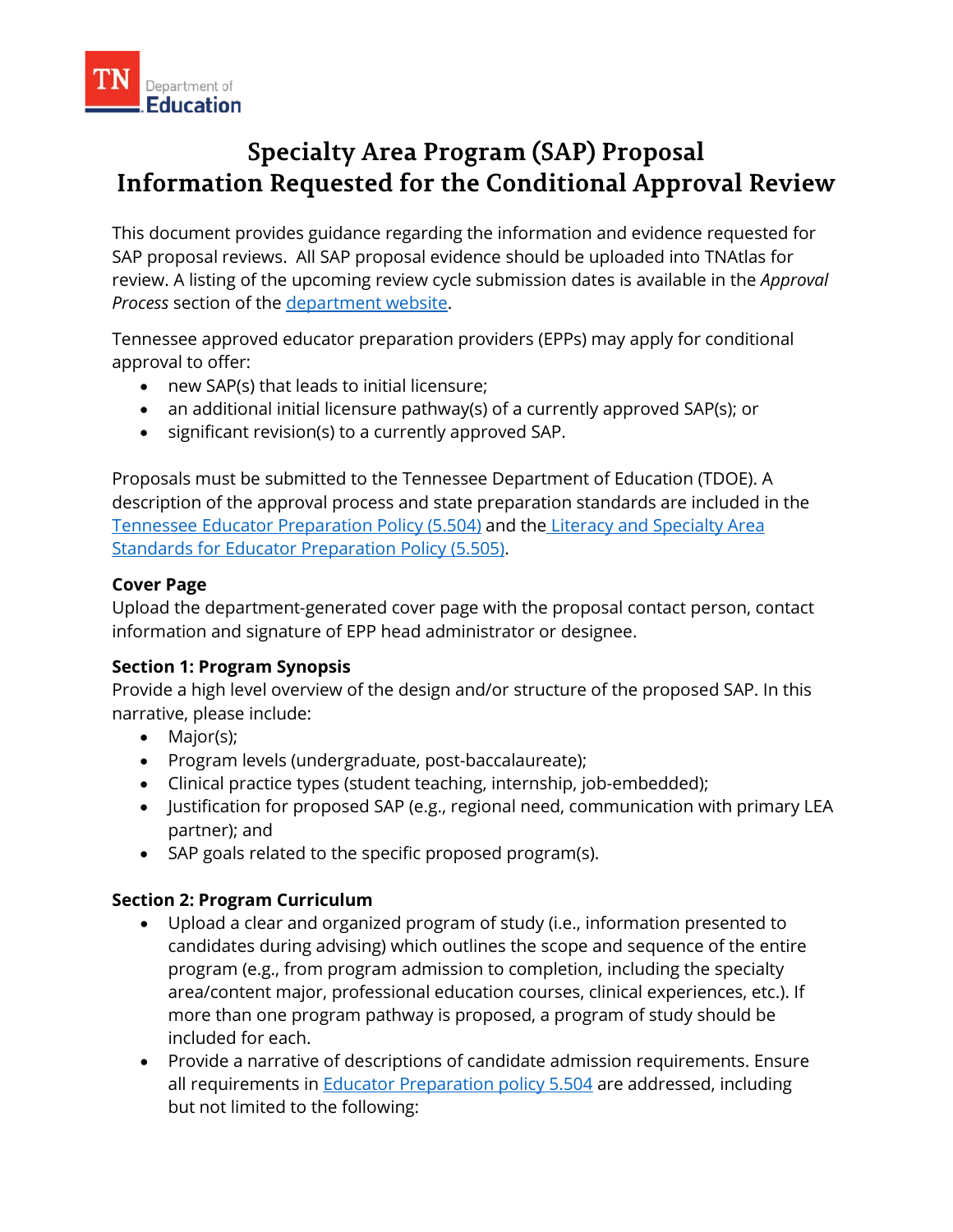# Specialty Area Program (SAP) Proposal
# Information Requested for the Conditional Approval Review

This document provides guidance regarding the information and evidence requested for SAP proposal reviews. All SAP proposal evidence should be uploaded into TNAtlas for review. A listing of the upcoming review cycle submission dates is available in the *Approval Process* section of the department website.

Tennessee approved educator preparation providers (EPPs) may apply for conditional approval to offer:

- new SAP(s) that leads to initial licensure;
- an additional initial licensure pathway(s) of a currently approved SAP(s); or
- significant revision(s) to a currently approved SAP.

Proposals must be submitted to the Tennessee Department of Education (TDOE). A description of the approval process and state preparation standards are included in the Tennessee Educator Preparation Policy (5.504) and the Literacy and Specialty Area Standards for Educator Preparation Policy (5.505).

**Cover Page**

Upload the department-generated cover page with the proposal contact person, contact information and signature of EPP head administrator or designee.

**Section 1: Program Synopsis**

Provide a high level overview of the design and/or structure of the proposed SAP. In this narrative, please include:

- Major(s);
- Program levels (undergraduate, post-baccalaureate);
- Clinical practice types (student teaching, internship, job-embedded);
- Justification for proposed SAP (e.g., regional need, communication with primary LEA partner); and
- SAP goals related to the specific proposed program(s).

**Section 2: Program Curriculum**

- Upload a clear and organized program of study (i.e., information presented to candidates during advising) which outlines the scope and sequence of the entire program (e.g., from program admission to completion, including the specialty area/content major, professional education courses, clinical experiences, etc.). If more than one program pathway is proposed, a program of study should be included for each.
- Provide a narrative of descriptions of candidate admission requirements. Ensure all requirements in Educator Preparation policy 5.504 are addressed, including but not limited to the following: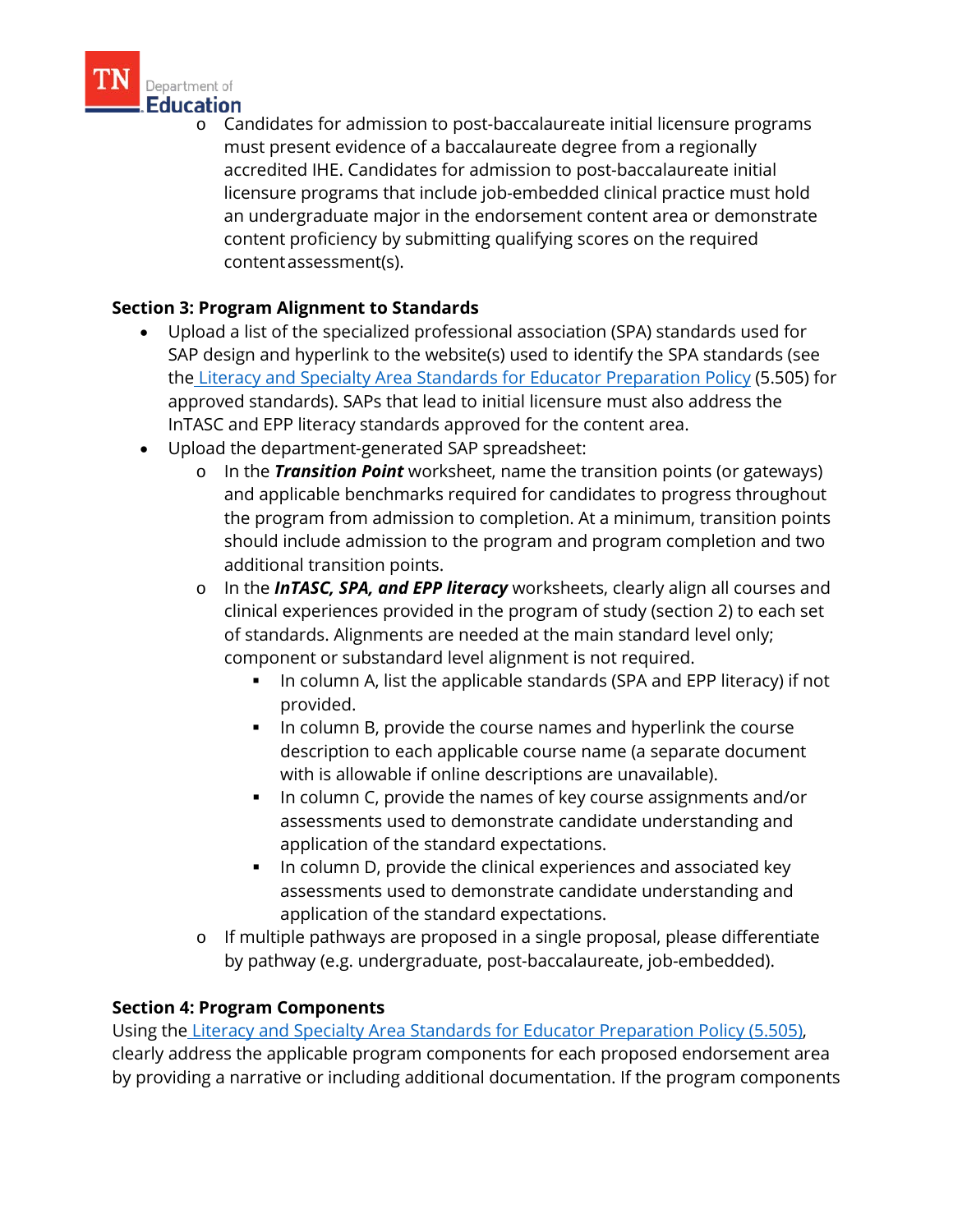- Candidates for admission to post-baccalaureate initial licensure programs must present evidence of a baccalaureate degree from a regionally accredited IHE. Candidates for admission to post-baccalaureate initial licensure programs that include job-embedded clinical practice must hold an undergraduate major in the endorsement content area or demonstrate content proficiency by submitting qualifying scores on the required content assessment(s).

**Section 3: Program Alignment to Standards**

- Upload a list of the specialized professional association (SPA) standards used for SAP design and hyperlink to the website(s) used to identify the SPA standards (see the [Literacy and Specialty Area Standards for Educator Preparation Policy](#) (5.505) for approved standards). SAPs that lead to initial licensure must also address the InTASC and EPP literacy standards approved for the content area.
- Upload the department-generated SAP spreadsheet:
  - In the ***Transition Point*** worksheet, name the transition points (or gateways) and applicable benchmarks required for candidates to progress throughout the program from admission to completion. At a minimum, transition points should include admission to the program and program completion and two additional transition points.
  - In the ***InTASC, SPA, and EPP literacy*** worksheets, clearly align all courses and clinical experiences provided in the program of study (section 2) to each set of standards. Alignments are needed at the main standard level only; component or substandard level alignment is not required.
    - In column A, list the applicable standards (SPA and EPP literacy) if not provided.
    - In column B, provide the course names and hyperlink the course description to each applicable course name (a separate document with is allowable if online descriptions are unavailable).
    - In column C, provide the names of key course assignments and/or assessments used to demonstrate candidate understanding and application of the standard expectations.
    - In column D, provide the clinical experiences and associated key assessments used to demonstrate candidate understanding and application of the standard expectations.
  - If multiple pathways are proposed in a single proposal, please differentiate by pathway (e.g. undergraduate, post-baccalaureate, job-embedded).

**Section 4: Program Components**

Using the [Literacy and Specialty Area Standards for Educator Preparation Policy (5.505)](#), clearly address the applicable program components for each proposed endorsement area by providing a narrative or including additional documentation. If the program components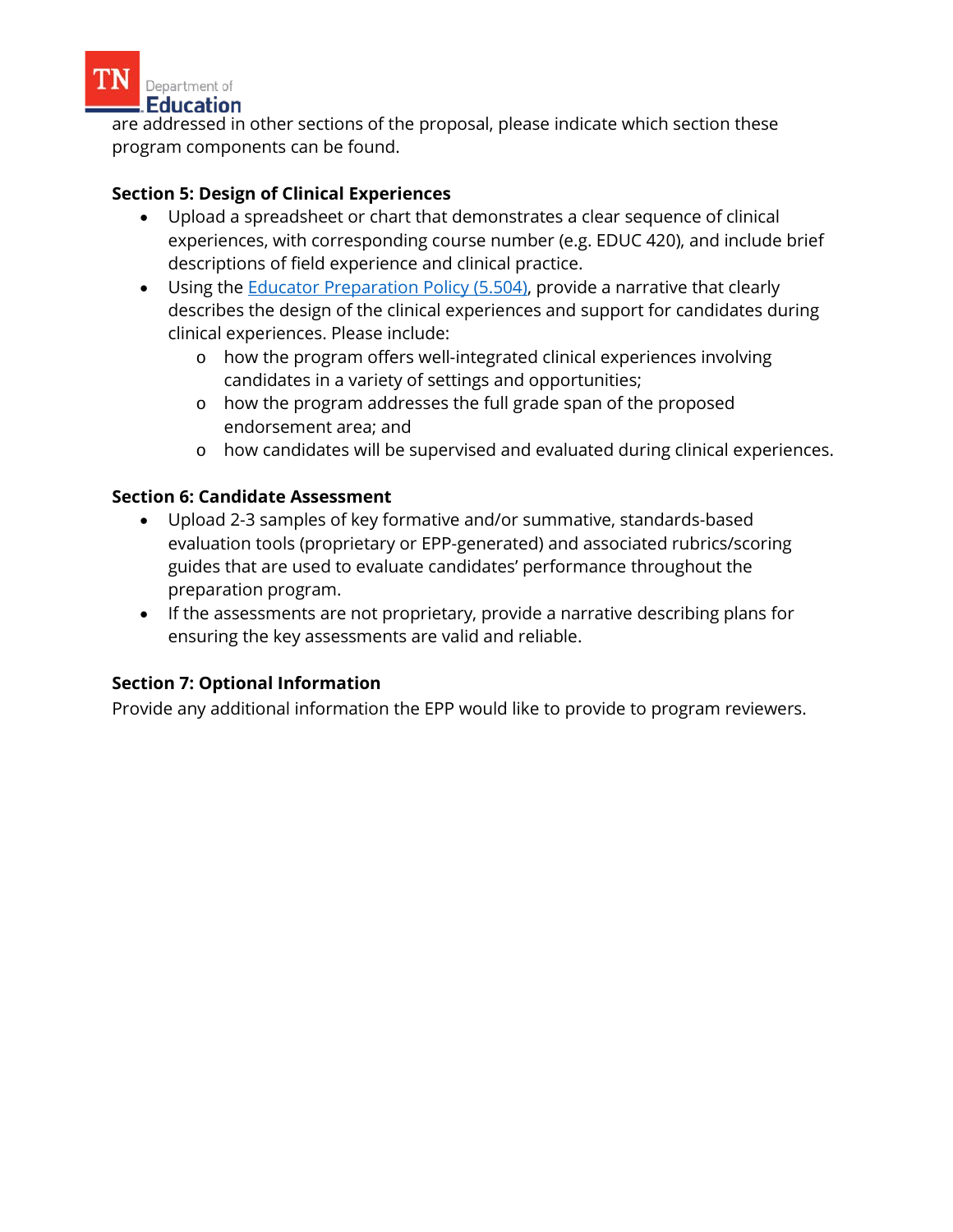are addressed in other sections of the proposal, please indicate which section these program components can be found.

**Section 5: Design of Clinical Experiences**

- Upload a spreadsheet or chart that demonstrates a clear sequence of clinical experiences, with corresponding course number (e.g. EDUC 420), and include brief descriptions of field experience and clinical practice.
- Using the Educator Preparation Policy (5.504), provide a narrative that clearly describes the design of the clinical experiences and support for candidates during clinical experiences. Please include:
    - how the program offers well-integrated clinical experiences involving candidates in a variety of settings and opportunities;
    - how the program addresses the full grade span of the proposed endorsement area; and
    - how candidates will be supervised and evaluated during clinical experiences.

**Section 6: Candidate Assessment**

- Upload 2-3 samples of key formative and/or summative, standards-based evaluation tools (proprietary or EPP-generated) and associated rubrics/scoring guides that are used to evaluate candidates' performance throughout the preparation program.
- If the assessments are not proprietary, provide a narrative describing plans for ensuring the key assessments are valid and reliable.

**Section 7: Optional Information**

Provide any additional information the EPP would like to provide to program reviewers.